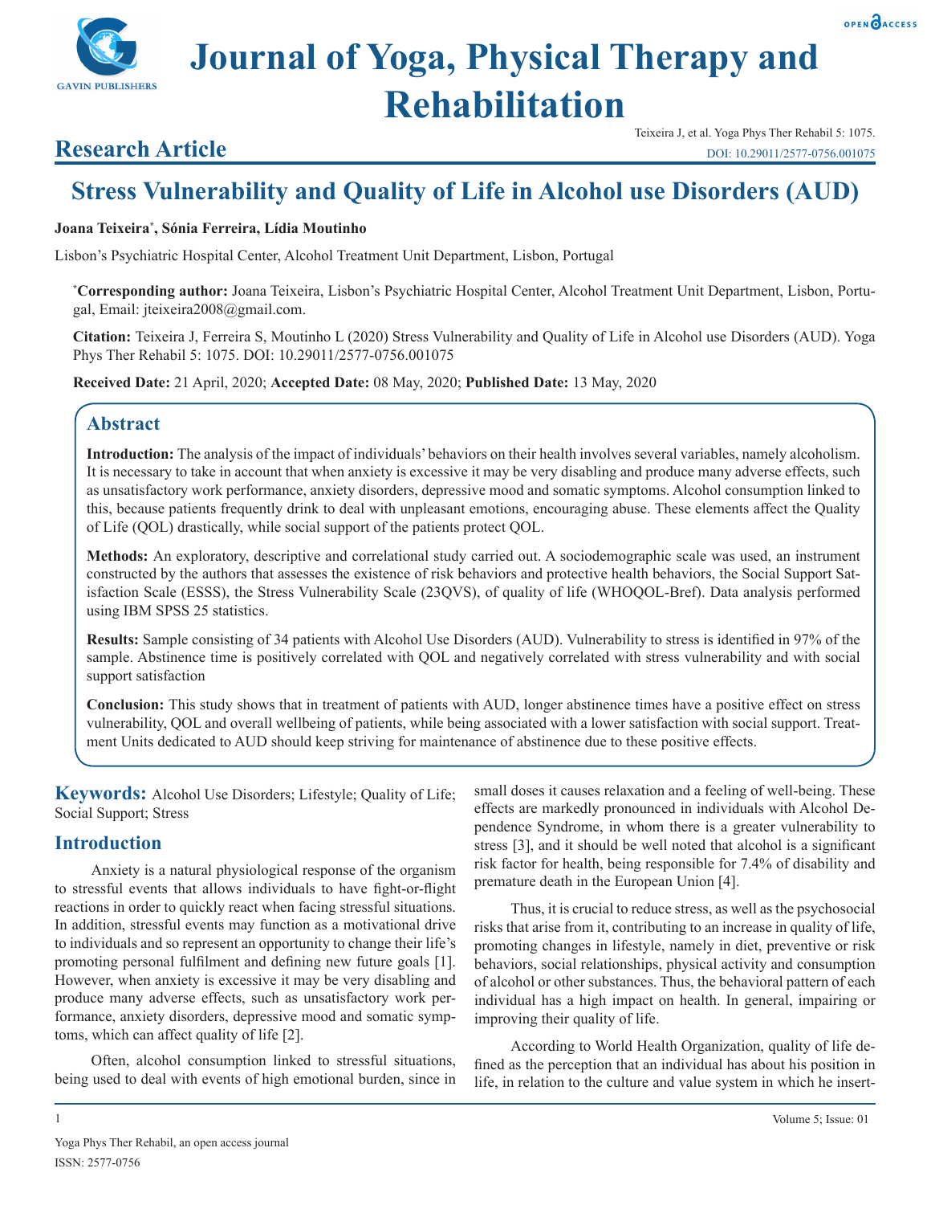# Journal of Yoga, Physical Therapy and Rehabilitation

## Research Article

Teixeira J, et al. Yoga Phys Ther Rehabil 5: 1075.
DOI: 10.29011/2577-0756.001075

# Stress Vulnerability and Quality of Life in Alcohol use Disorders (AUD)

**Joana Teixeira*, Sónia Ferreira, Lídia Moutinho**

Lisbon's Psychiatric Hospital Center, Alcohol Treatment Unit Department, Lisbon, Portugal

***Corresponding author:** Joana Teixeira, Lisbon's Psychiatric Hospital Center, Alcohol Treatment Unit Department, Lisbon, Portugal, Email: jteixeira2008@gmail.com.

**Citation:** Teixeira J, Ferreira S, Moutinho L (2020) Stress Vulnerability and Quality of Life in Alcohol use Disorders (AUD). Yoga Phys Ther Rehabil 5: 1075. DOI: 10.29011/2577-0756.001075

**Received Date:** 21 April, 2020; **Accepted Date:** 08 May, 2020; **Published Date:** 13 May, 2020

## Abstract

**Introduction:** The analysis of the impact of individuals' behaviors on their health involves several variables, namely alcoholism. It is necessary to take in account that when anxiety is excessive it may be very disabling and produce many adverse effects, such as unsatisfactory work performance, anxiety disorders, depressive mood and somatic symptoms. Alcohol consumption linked to this, because patients frequently drink to deal with unpleasant emotions, encouraging abuse. These elements affect the Quality of Life (QOL) drastically, while social support of the patients protect QOL.

**Methods:** An exploratory, descriptive and correlational study carried out. A sociodemographic scale was used, an instrument constructed by the authors that assesses the existence of risk behaviors and protective health behaviors, the Social Support Satisfaction Scale (ESSS), the Stress Vulnerability Scale (23QVS), of quality of life (WHOQOL-Bref). Data analysis performed using IBM SPSS 25 statistics.

**Results:** Sample consisting of 34 patients with Alcohol Use Disorders (AUD). Vulnerability to stress is identified in 97% of the sample. Abstinence time is positively correlated with QOL and negatively correlated with stress vulnerability and with social support satisfaction

**Conclusion:** This study shows that in treatment of patients with AUD, longer abstinence times have a positive effect on stress vulnerability, QOL and overall wellbeing of patients, while being associated with a lower satisfaction with social support. Treatment Units dedicated to AUD should keep striving for maintenance of abstinence due to these positive effects.

**Keywords:** Alcohol Use Disorders; Lifestyle; Quality of Life; Social Support; Stress

## Introduction

Anxiety is a natural physiological response of the organism to stressful events that allows individuals to have fight-or-flight reactions in order to quickly react when facing stressful situations. In addition, stressful events may function as a motivational drive to individuals and so represent an opportunity to change their life's promoting personal fulfilment and defining new future goals [1]. However, when anxiety is excessive it may be very disabling and produce many adverse effects, such as unsatisfactory work performance, anxiety disorders, depressive mood and somatic symptoms, which can affect quality of life [2].

Often, alcohol consumption linked to stressful situations, being used to deal with events of high emotional burden, since in small doses it causes relaxation and a feeling of well-being. These effects are markedly pronounced in individuals with Alcohol Dependence Syndrome, in whom there is a greater vulnerability to stress [3], and it should be well noted that alcohol is a significant risk factor for health, being responsible for 7.4% of disability and premature death in the European Union [4].

Thus, it is crucial to reduce stress, as well as the psychosocial risks that arise from it, contributing to an increase in quality of life, promoting changes in lifestyle, namely in diet, preventive or risk behaviors, social relationships, physical activity and consumption of alcohol or other substances. Thus, the behavioral pattern of each individual has a high impact on health. In general, impairing or improving their quality of life.

According to World Health Organization, quality of life defined as the perception that an individual has about his position in life, in relation to the culture and value system in which he insert-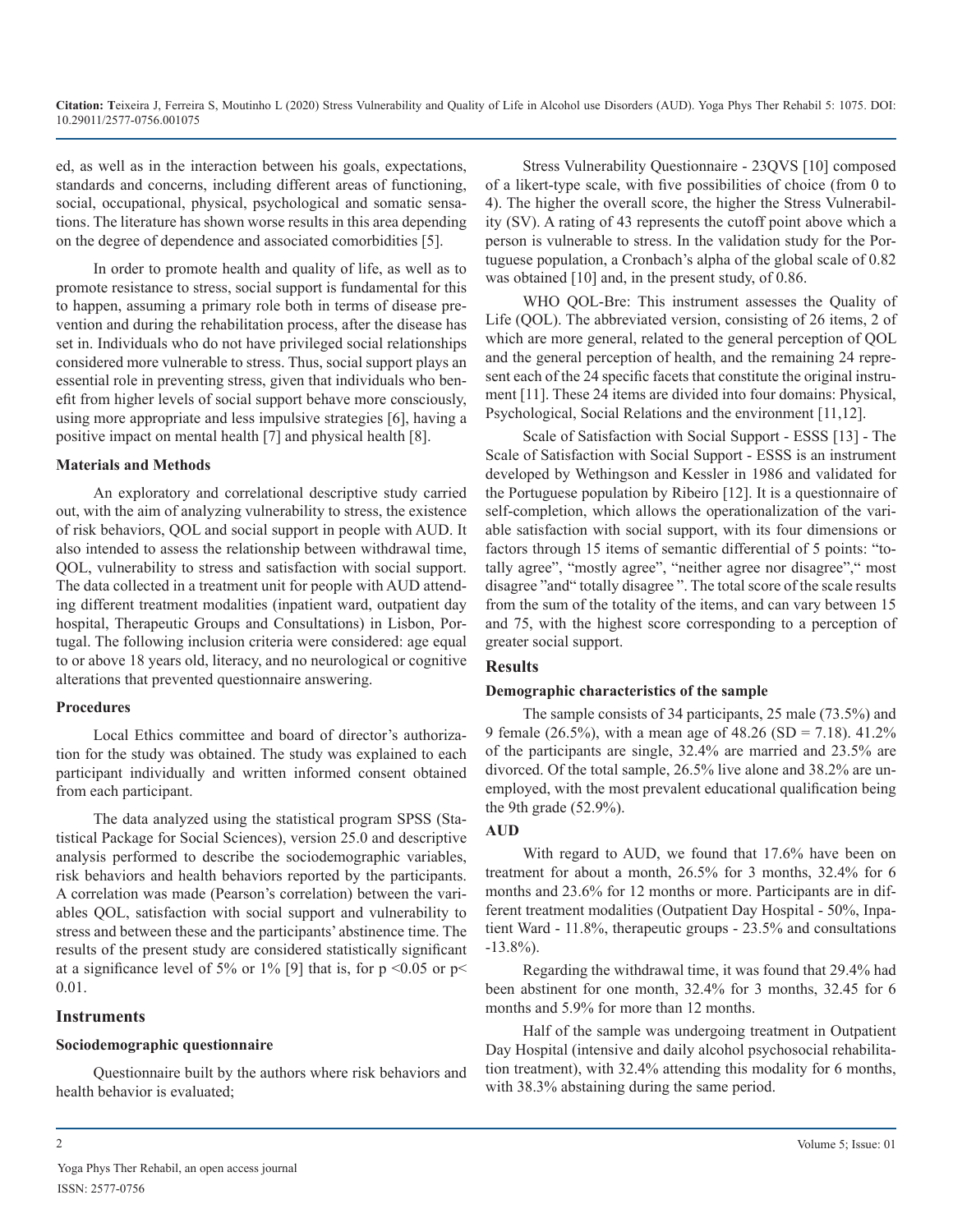ed, as well as in the interaction between his goals, expectations, standards and concerns, including different areas of functioning, social, occupational, physical, psychological and somatic sensations. The literature has shown worse results in this area depending on the degree of dependence and associated comorbidities [5].

In order to promote health and quality of life, as well as to promote resistance to stress, social support is fundamental for this to happen, assuming a primary role both in terms of disease prevention and during the rehabilitation process, after the disease has set in. Individuals who do not have privileged social relationships considered more vulnerable to stress. Thus, social support plays an essential role in preventing stress, given that individuals who benefit from higher levels of social support behave more consciously, using more appropriate and less impulsive strategies [6], having a positive impact on mental health [7] and physical health [8].

### Materials and Methods

An exploratory and correlational descriptive study carried out, with the aim of analyzing vulnerability to stress, the existence of risk behaviors, QOL and social support in people with AUD. It also intended to assess the relationship between withdrawal time, QOL, vulnerability to stress and satisfaction with social support. The data collected in a treatment unit for people with AUD attending different treatment modalities (inpatient ward, outpatient day hospital, Therapeutic Groups and Consultations) in Lisbon, Portugal. The following inclusion criteria were considered: age equal to or above 18 years old, literacy, and no neurological or cognitive alterations that prevented questionnaire answering.

### Procedures

Local Ethics committee and board of director's authorization for the study was obtained. The study was explained to each participant individually and written informed consent obtained from each participant.

The data analyzed using the statistical program SPSS (Statistical Package for Social Sciences), version 25.0 and descriptive analysis performed to describe the sociodemographic variables, risk behaviors and health behaviors reported by the participants. A correlation was made (Pearson's correlation) between the variables QOL, satisfaction with social support and vulnerability to stress and between these and the participants' abstinence time. The results of the present study are considered statistically significant at a significance level of 5% or 1% [9] that is, for $p < 0.05$ or $p < 0.01$.

## Instruments

### Sociodemographic questionnaire

Questionnaire built by the authors where risk behaviors and health behavior is evaluated;

Stress Vulnerability Questionnaire - 23QVS [10] composed of a likert-type scale, with five possibilities of choice (from 0 to 4). The higher the overall score, the higher the Stress Vulnerability (SV). A rating of 43 represents the cutoff point above which a person is vulnerable to stress. In the validation study for the Portuguese population, a Cronbach's alpha of the global scale of 0.82 was obtained [10] and, in the present study, of 0.86.

WHO QOL-Bre: This instrument assesses the Quality of Life (QOL). The abbreviated version, consisting of 26 items, 2 of which are more general, related to the general perception of QOL and the general perception of health, and the remaining 24 represent each of the 24 specific facets that constitute the original instrument [11]. These 24 items are divided into four domains: Physical, Psychological, Social Relations and the environment [11,12].

Scale of Satisfaction with Social Support - ESSS [13] - The Scale of Satisfaction with Social Support - ESSS is an instrument developed by Wethingson and Kessler in 1986 and validated for the Portuguese population by Ribeiro [12]. It is a questionnaire of self-completion, which allows the operationalization of the variable satisfaction with social support, with its four dimensions or factors through 15 items of semantic differential of 5 points: "totally agree", "mostly agree", "neither agree nor disagree"," most disagree "and" totally disagree ". The total score of the scale results from the sum of the totality of the items, and can vary between 15 and 75, with the highest score corresponding to a perception of greater social support.

## Results

### Demographic characteristics of the sample

The sample consists of 34 participants, 25 male (73.5%) and 9 female (26.5%), with a mean age of 48.26 (SD = 7.18). 41.2% of the participants are single, 32.4% are married and 23.5% are divorced. Of the total sample, 26.5% live alone and 38.2% are unemployed, with the most prevalent educational qualification being the 9th grade (52.9%).

### AUD

With regard to AUD, we found that 17.6% have been on treatment for about a month, 26.5% for 3 months, 32.4% for 6 months and 23.6% for 12 months or more. Participants are in different treatment modalities (Outpatient Day Hospital - 50%, Inpatient Ward - 11.8%, therapeutic groups - 23.5% and consultations -13.8%).

Regarding the withdrawal time, it was found that 29.4% had been abstinent for one month, 32.4% for 3 months, 32.45 for 6 months and 5.9% for more than 12 months.

Half of the sample was undergoing treatment in Outpatient Day Hospital (intensive and daily alcohol psychosocial rehabilitation treatment), with 32.4% attending this modality for 6 months, with 38.3% abstaining during the same period.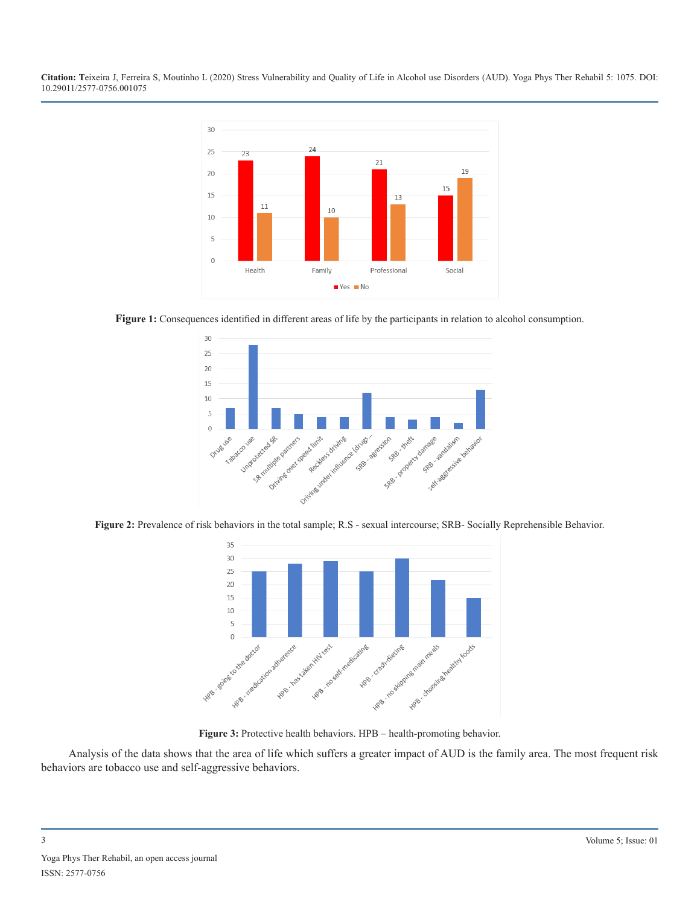Figure 1: Consequences identified in different areas of life by the participants in relation to alcohol consumption.

Figure 2: Prevalence of risk behaviors in the total sample; R.S - sexual intercourse; SRB- Socially Reprehensible Behavior.

Figure 3: Protective health behaviors. HPB – health-promoting behavior.

Analysis of the data shows that the area of life which suffers a greater impact of AUD is the family area. The most frequent risk behaviors are tobacco use and self-aggressive behaviors.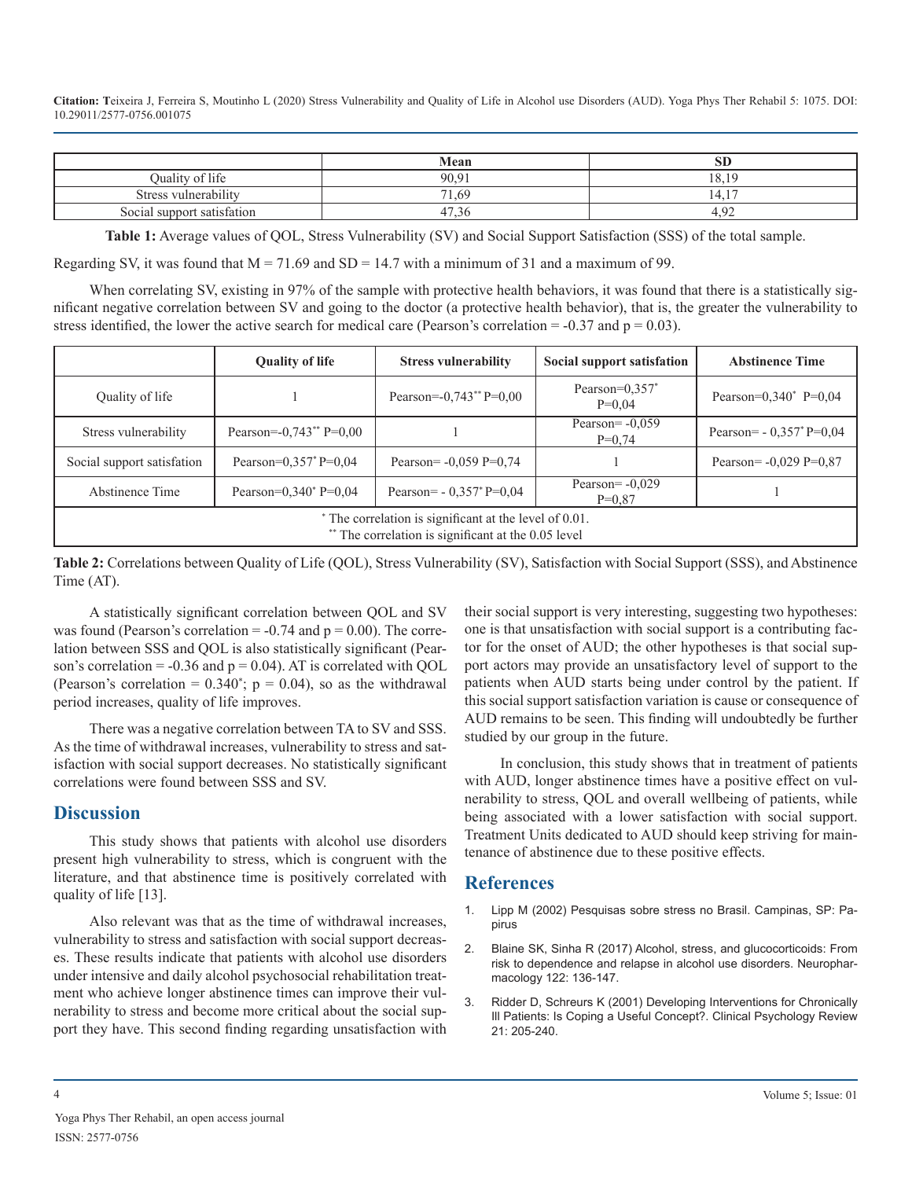| | Mean | SD |
|---|---|---|
| Quality of life | 90,91 | 18,19 |
| Stress vulnerability | 71,69 | 14,17 |
| Social support satisfation | 47,36 | 4,92 |

**Table 1:** Average values of QOL, Stress Vulnerability (SV) and Social Support Satisfaction (SSS) of the total sample.

Regarding SV, it was found that M = 71.69 and SD = 14.7 with a minimum of 31 and a maximum of 99.

When correlating SV, existing in 97% of the sample with protective health behaviors, it was found that there is a statistically significant negative correlation between SV and going to the doctor (a protective health behavior), that is, the greater the vulnerability to stress identified, the lower the active search for medical care (Pearson's correlation = -0.37 and p = 0.03).

| | Quality of life | Stress vulnerability | Social support satisfation | Abstinence Time |
|---|---|---|---|---|
| Quality of life | 1 | Pearson=-0,743** P=0,00 | Pearson=0,357* P=0,04 | Pearson=0,340* P=0,04 |
| Stress vulnerability | Pearson=-0,743** P=0,00 | 1 | Pearson= -0,059 P=0,74 | Pearson= - 0,357* P=0,04 |
| Social support satisfation | Pearson=0,357* P=0,04 | Pearson= -0,059 P=0,74 | 1 | Pearson= -0,029 P=0,87 |
| Abstinence Time | Pearson=0,340* P=0,04 | Pearson= - 0,357* P=0,04 | Pearson= -0,029 P=0,87 | 1 |
| * The correlation is significant at the level of 0.01.<br>** The correlation is significant at the 0.05 level | | | | |

**Table 2:** Correlations between Quality of Life (QOL), Stress Vulnerability (SV), Satisfaction with Social Support (SSS), and Abstinence Time (AT).

A statistically significant correlation between QOL and SV was found (Pearson's correlation = -0.74 and p = 0.00). The correlation between SSS and QOL is also statistically significant (Pearson's correlation = -0.36 and p = 0.04). AT is correlated with QOL (Pearson's correlation = 0.340*; p = 0.04), so as the withdrawal period increases, quality of life improves.

There was a negative correlation between TA to SV and SSS. As the time of withdrawal increases, vulnerability to stress and satisfaction with social support decreases. No statistically significant correlations were found between SSS and SV.

## Discussion

This study shows that patients with alcohol use disorders present high vulnerability to stress, which is congruent with the literature, and that abstinence time is positively correlated with quality of life [13].

Also relevant was that as the time of withdrawal increases, vulnerability to stress and satisfaction with social support decreases. These results indicate that patients with alcohol use disorders under intensive and daily alcohol psychosocial rehabilitation treatment who achieve longer abstinence times can improve their vulnerability to stress and become more critical about the social support they have. This second finding regarding unsatisfaction with their social support is very interesting, suggesting two hypotheses: one is that unsatisfaction with social support is a contributing factor for the onset of AUD; the other hypotheses is that social support actors may provide an unsatisfactory level of support to the patients when AUD starts being under control by the patient. If this social support satisfaction variation is cause or consequence of AUD remains to be seen. This finding will undoubtedly be further studied by our group in the future.

In conclusion, this study shows that in treatment of patients with AUD, longer abstinence times have a positive effect on vulnerability to stress, QOL and overall wellbeing of patients, while being associated with a lower satisfaction with social support. Treatment Units dedicated to AUD should keep striving for maintenance of abstinence due to these positive effects.

## References

1. Lipp M (2002) Pesquisas sobre stress no Brasil. Campinas, SP: Papirus
2. Blaine SK, Sinha R (2017) Alcohol, stress, and glucocorticoids: From risk to dependence and relapse in alcohol use disorders. Neuropharmacology 122: 136-147.
3. Ridder D, Schreurs K (2001) Developing Interventions for Chronically Ill Patients: Is Coping a Useful Concept?. Clinical Psychology Review 21: 205-240.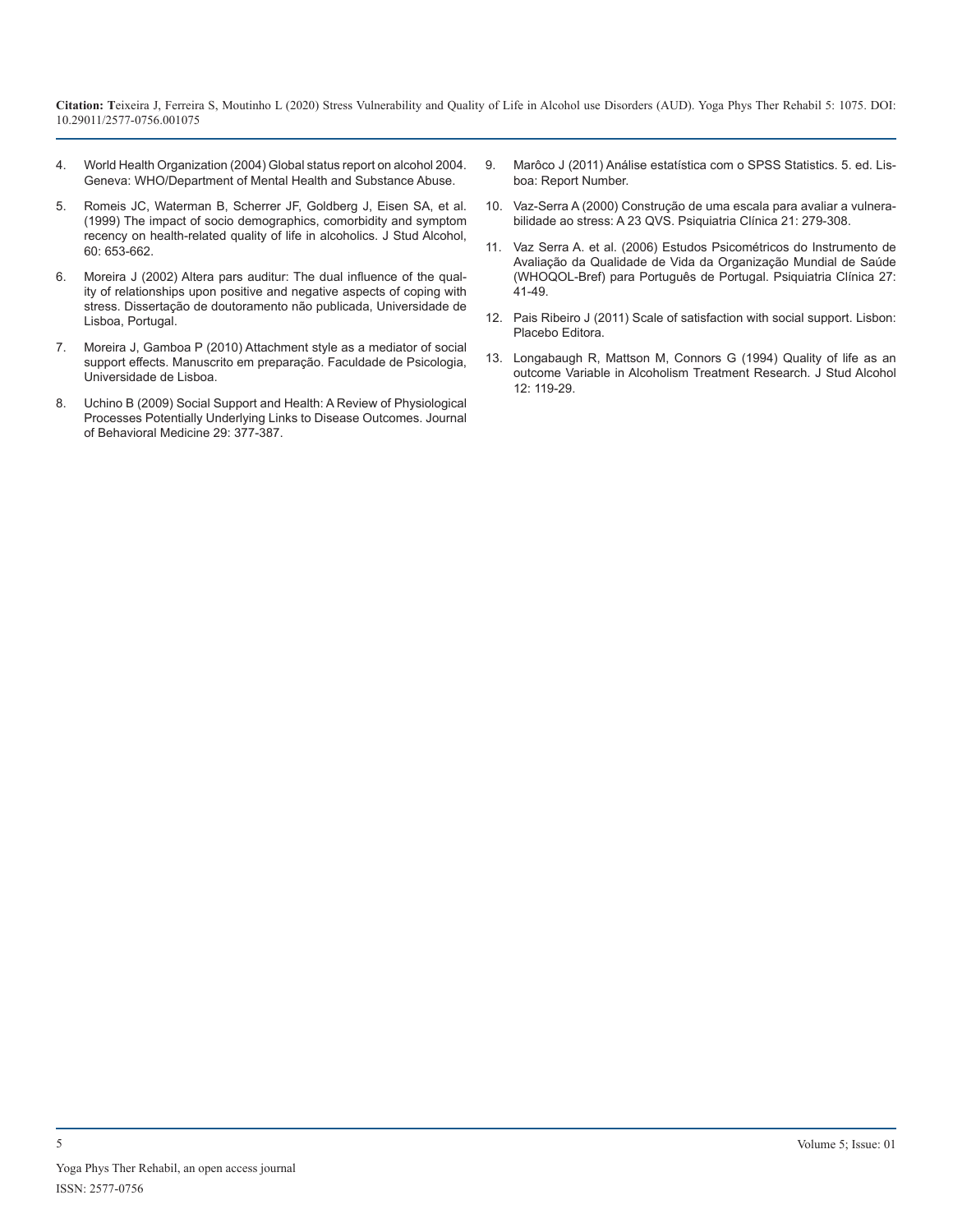4. World Health Organization (2004) Global status report on alcohol 2004. Geneva: WHO/Department of Mental Health and Substance Abuse.

5. Romeis JC, Waterman B, Scherrer JF, Goldberg J, Eisen SA, et al. (1999) The impact of socio demographics, comorbidity and symptom recency on health-related quality of life in alcoholics. J Stud Alcohol, 60: 653-662.

6. Moreira J (2002) Altera pars auditur: The dual influence of the quality of relationships upon positive and negative aspects of coping with stress. Dissertação de doutoramento não publicada, Universidade de Lisboa, Portugal.

7. Moreira J, Gamboa P (2010) Attachment style as a mediator of social support effects. Manuscrito em preparação. Faculdade de Psicologia, Universidade de Lisboa.

8. Uchino B (2009) Social Support and Health: A Review of Physiological Processes Potentially Underlying Links to Disease Outcomes. Journal of Behavioral Medicine 29: 377-387.

9. Marôco J (2011) Análise estatística com o SPSS Statistics. 5. ed. Lisboa: Report Number.

10. Vaz-Serra A (2000) Construção de uma escala para avaliar a vulnerabilidade ao stress: A 23 QVS. Psiquiatria Clínica 21: 279-308.

11. Vaz Serra A. et al. (2006) Estudos Psicométricos do Instrumento de Avaliação da Qualidade de Vida da Organização Mundial de Saúde (WHOQOL-Bref) para Português de Portugal. Psiquiatria Clínica 27: 41-49.

12. Pais Ribeiro J (2011) Scale of satisfaction with social support. Lisbon: Placebo Editora.

13. Longabaugh R, Mattson M, Connors G (1994) Quality of life as an outcome Variable in Alcoholism Treatment Research. J Stud Alcohol 12: 119-29.